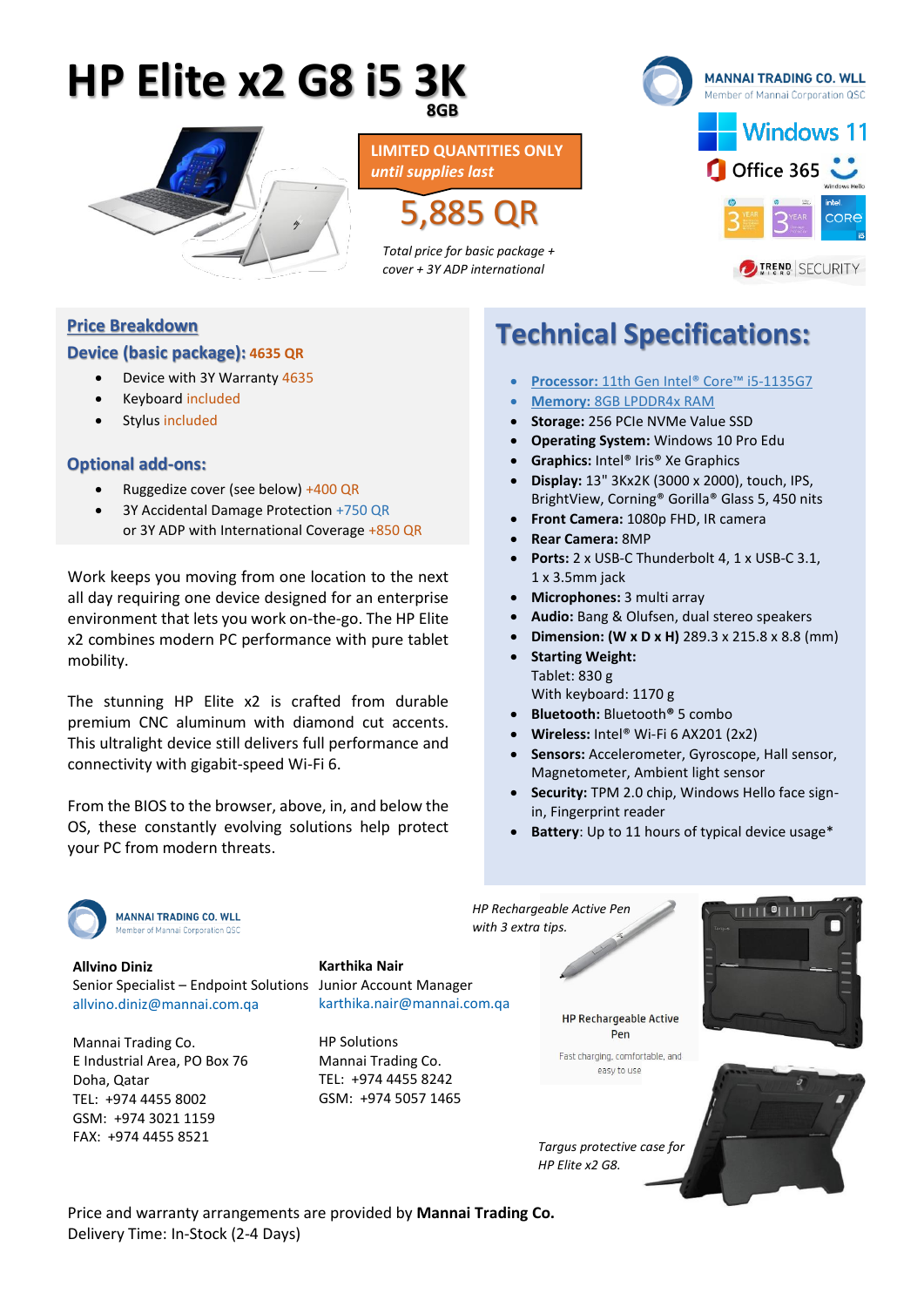# HP Elite x2 G8 i5 3K

**8GB**

**LIMITED QUANTITIES ONLY**
***until supplies last***

## 5,885 QR

*Total price for basic package + cover + 3Y ADP international*

MANNAI TRADING CO. WLL
Member of Mannai Corporation QSC

Windows 11

Office 365

Windows Hello

TREND MICRO SECURITY

## Price Breakdown

### Device (basic package): 4635 QR

- Device with 3Y Warranty 4635
- Keyboard included
- Stylus included

### Optional add-ons:

- Ruggedize cover (see below) +400 QR
- 3Y Accidental Damage Protection +750 QR
  or 3Y ADP with International Coverage +850 QR

Work keeps you moving from one location to the next all day requiring one device designed for an enterprise environment that lets you work on-the-go. The HP Elite x2 combines modern PC performance with pure tablet mobility.

The stunning HP Elite x2 is crafted from durable premium CNC aluminum with diamond cut accents. This ultralight device still delivers full performance and connectivity with gigabit-speed Wi-Fi 6.

From the BIOS to the browser, above, in, and below the OS, these constantly evolving solutions help protect your PC from modern threats.

## Technical Specifications:

- **Processor:** 11th Gen Intel® Core™ i5-1135G7
- **Memory:** 8GB LPDDR4x RAM
- **Storage:** 256 PCIe NVMe Value SSD
- **Operating System:** Windows 10 Pro Edu
- **Graphics:** Intel® Iris® Xe Graphics
- **Display:** 13" 3Kx2K (3000 x 2000), touch, IPS, BrightView, Corning® Gorilla® Glass 5, 450 nits
- **Front Camera:** 1080p FHD, IR camera
- **Rear Camera:** 8MP
- **Ports:** 2 x USB-C Thunderbolt 4, 1 x USB-C 3.1, 1 x 3.5mm jack
- **Microphones:** 3 multi array
- **Audio:** Bang & Olufsen, dual stereo speakers
- **Dimension: (W x D x H)** 289.3 x 215.8 x 8.8 (mm)
- **Starting Weight:**
  Tablet: 830 g
  With keyboard: 1170 g
- **Bluetooth:** Bluetooth® 5 combo
- **Wireless:** Intel® Wi-Fi 6 AX201 (2x2)
- **Sensors:** Accelerometer, Gyroscope, Hall sensor, Magnetometer, Ambient light sensor
- **Security:** TPM 2.0 chip, Windows Hello face sign-in, Fingerprint reader
- **Battery**: Up to 11 hours of typical device usage*

MANNAI TRADING CO. WLL
Member of Mannai Corporation QSC

**Allvino Diniz**
Senior Specialist – Endpoint Solutions
allvino.diniz@mannai.com.qa

Mannai Trading Co.
E Industrial Area, PO Box 76
Doha, Qatar
TEL: +974 4455 8002
GSM: +974 3021 1159
FAX: +974 4455 8521

**Karthika Nair**
Junior Account Manager
karthika.nair@mannai.com.qa

HP Solutions
Mannai Trading Co.
TEL: +974 4455 8242
GSM: +974 5057 1465

*HP Rechargeable Active Pen with 3 extra tips.*

HP Rechargeable Active Pen
Fast charging, comfortable, and easy to use

*Targus protective case for HP Elite x2 G8.*

Price and warranty arrangements are provided by **Mannai Trading Co.**
Delivery Time: In-Stock (2-4 Days)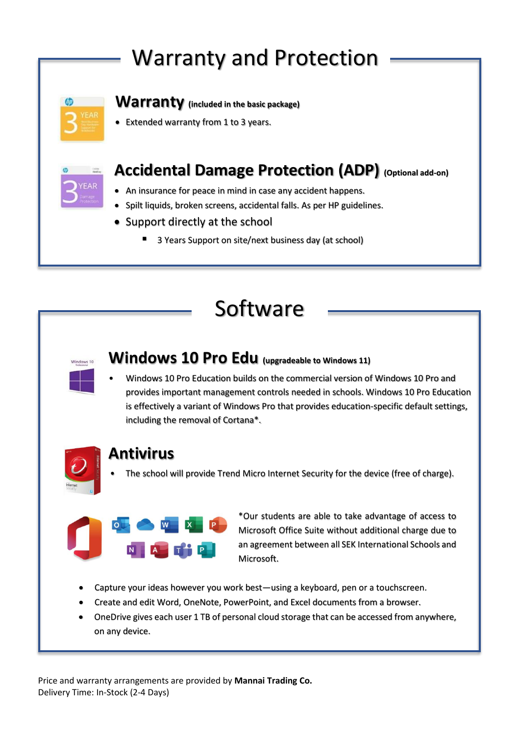# Warranty and Protection

## Warranty (included in the basic package)

- Extended warranty from 1 to 3 years.

## Accidental Damage Protection (ADP) (Optional add-on)

- An insurance for peace in mind in case any accident happens.
- Spilt liquids, broken screens, accidental falls. As per HP guidelines.
- Support directly at the school
  - 3 Years Support on site/next business day (at school)

# Software

## Windows 10 Pro Edu (upgradeable to Windows 11)

- Windows 10 Pro Education builds on the commercial version of Windows 10 Pro and provides important management controls needed in schools. Windows 10 Pro Education is effectively a variant of Windows Pro that provides education-specific default settings, including the removal of Cortana*.

## Antivirus

- The school will provide Trend Micro Internet Security for the device (free of charge).

*Our students are able to take advantage of access to Microsoft Office Suite without additional charge due to an agreement between all SEK International Schools and Microsoft.

- Capture your ideas however you work best—using a keyboard, pen or a touchscreen.
- Create and edit Word, OneNote, PowerPoint, and Excel documents from a browser.
- OneDrive gives each user 1 TB of personal cloud storage that can be accessed from anywhere, on any device.

Price and warranty arrangements are provided by **Mannai Trading Co.**
Delivery Time: In-Stock (2-4 Days)